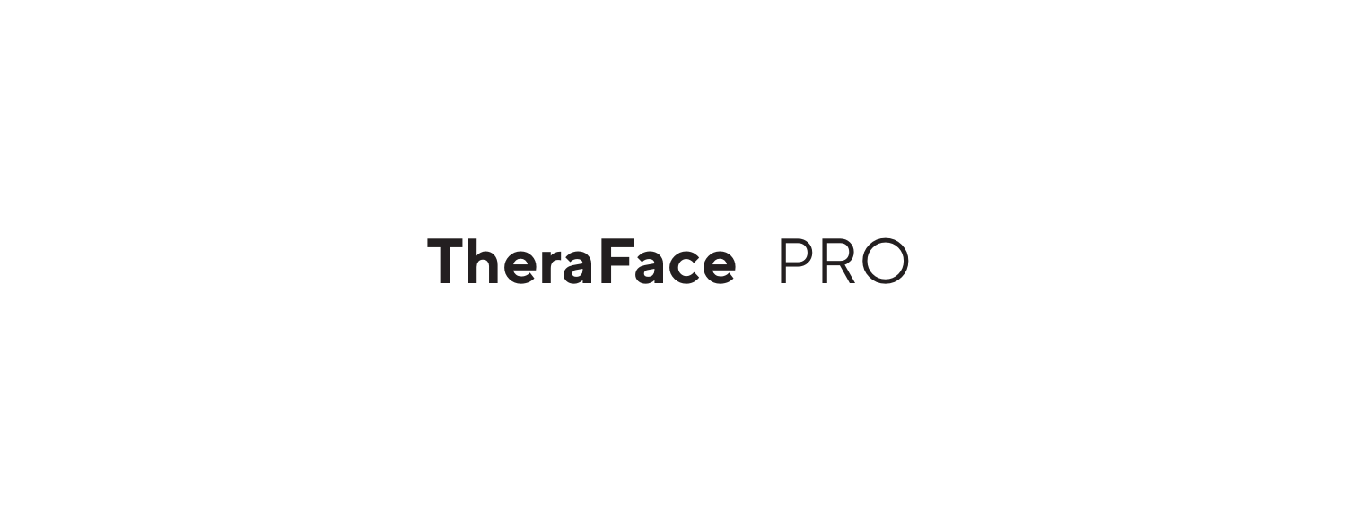# **TheraFace** PRO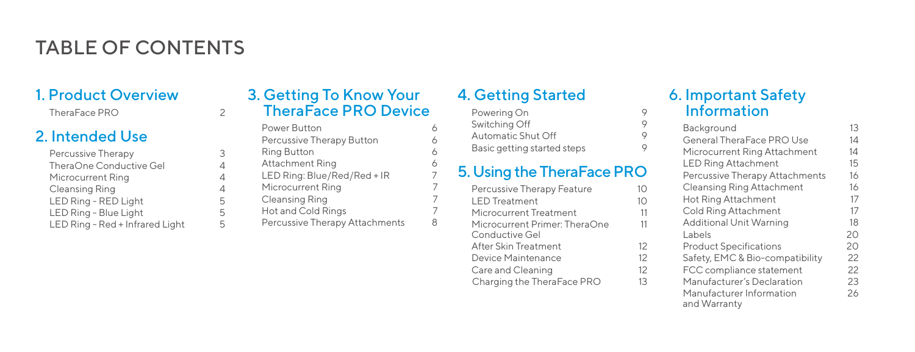# TABLE OF CONTENTS

## 1. Product Overview

| | |
|---|---|
| TheraFace PRO | 2 |

## 2. Intended Use

| | |
|---|---|
| Percussive Therapy | 3 |
| TheraOne Conductive Gel | 4 |
| Microcurrent Ring | 4 |
| Cleansing Ring | 4 |
| LED Ring - RED Light | 5 |
| LED Ring - Blue Light | 5 |
| LED Ring - Red + Infrared Light | 5 |

## 3. Getting To Know Your TheraFace PRO Device

| | |
|---|---|
| Power Button | 6 |
| Percussive Therapy Button | 6 |
| Ring Button | 6 |
| Attachment Ring | 6 |
| LED Ring: Blue/Red/Red + IR | 7 |
| Microcurrent Ring | 7 |
| Cleansing Ring | 7 |
| Hot and Cold Rings | 7 |
| Percussive Therapy Attachments | 8 |

## 4. Getting Started

| | |
|---|---|
| Powering On | 9 |
| Switching Off | 9 |
| Automatic Shut Off | 9 |
| Basic getting started steps | 9 |

## 5. Using the TheraFace PRO

| | |
|---|---|
| Percussive Therapy Feature | 10 |
| LED Treatment | 10 |
| Microcurrent Treatment | 11 |
| Microcurrent Primer: TheraOne Conductive Gel | 11 |
| After Skin Treatment | 12 |
| Device Maintenance | 12 |
| Care and Cleaning | 12 |
| Charging the TheraFace PRO | 13 |

## 6. Important Safety Information

| | |
|---|---|
| Background | 13 |
| General TheraFace PRO Use | 14 |
| Microcurrent Ring Attachment | 14 |
| LED Ring Attachment | 15 |
| Percussive Therapy Attachments | 16 |
| Cleansing Ring Attachment | 16 |
| Hot Ring Attachment | 17 |
| Cold Ring Attachment | 17 |
| Additional Unit Warning | 18 |
| Labels | 20 |
| Product Specifications | 20 |
| Safety, EMC & Bio-compatibility | 22 |
| FCC compliance statement | 22 |
| Manufacturer's Declaration | 23 |
| Manufacturer Information and Warranty | 26 |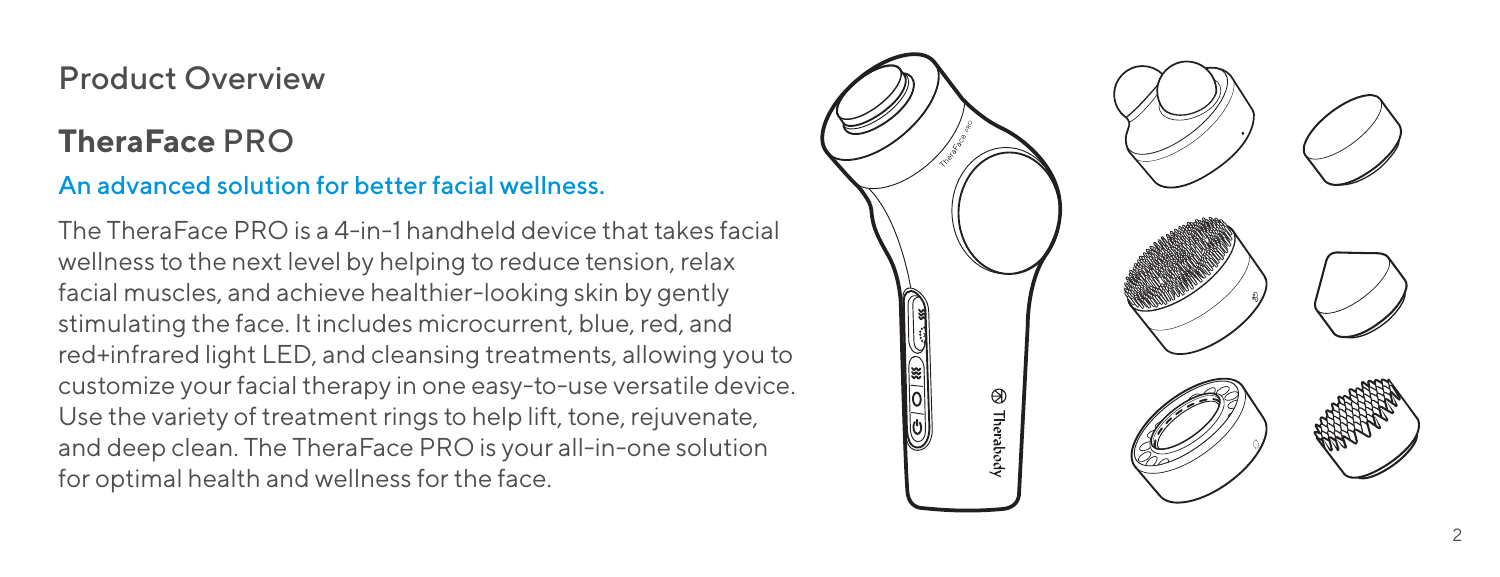# Product Overview

## **TheraFace** PRO

### An advanced solution for better facial wellness.

The TheraFace PRO is a 4-in-1 handheld device that takes facial wellness to the next level by helping to reduce tension, relax facial muscles, and achieve healthier-looking skin by gently stimulating the face. It includes microcurrent, blue, red, and red+infrared light LED, and cleansing treatments, allowing you to customize your facial therapy in one easy-to-use versatile device. Use the variety of treatment rings to help lift, tone, rejuvenate, and deep clean. The TheraFace PRO is your all-in-one solution for optimal health and wellness for the face.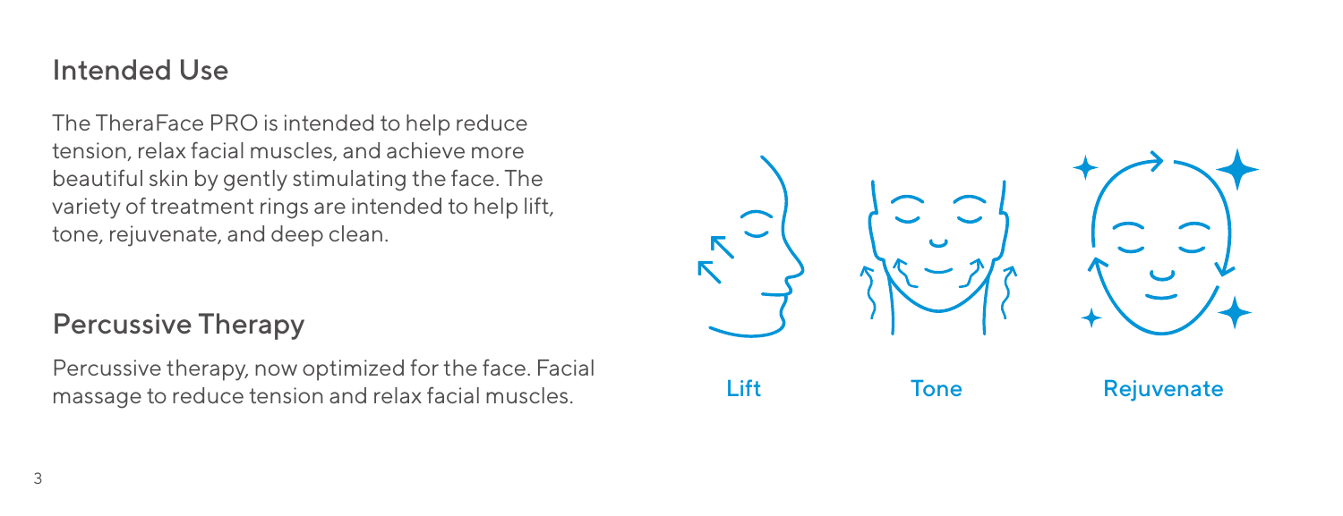## Intended Use

The TheraFace PRO is intended to help reduce tension, relax facial muscles, and achieve more beautiful skin by gently stimulating the face. The variety of treatment rings are intended to help lift, tone, rejuvenate, and deep clean.

## Percussive Therapy

Percussive therapy, now optimized for the face. Facial massage to reduce tension and relax facial muscles.

Lift

Tone

Rejuvenate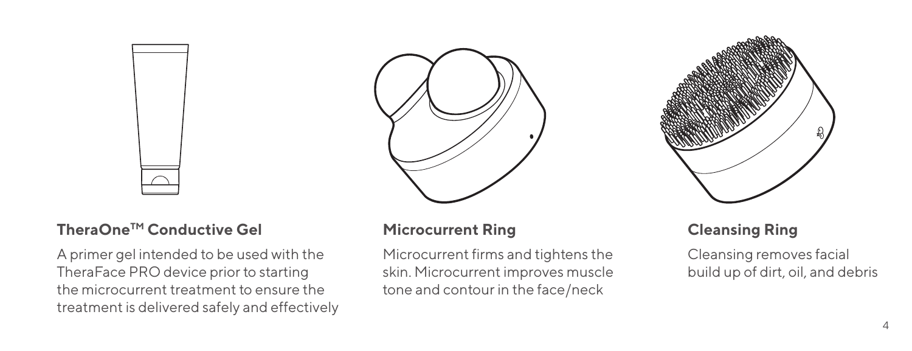### TheraOne™ Conductive Gel

A primer gel intended to be used with the TheraFace PRO device prior to starting the microcurrent treatment to ensure the treatment is delivered safely and effectively

### Microcurrent Ring

Microcurrent firms and tightens the skin. Microcurrent improves muscle tone and contour in the face/neck

### Cleansing Ring

Cleansing removes facial build up of dirt, oil, and debris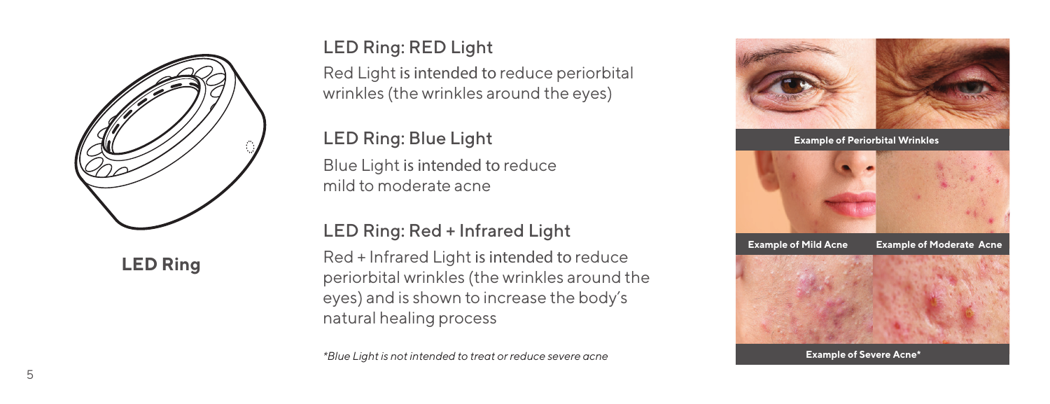**LED Ring**

## LED Ring: RED Light

Red Light is intended to reduce periorbital wrinkles (the wrinkles around the eyes)

## LED Ring: Blue Light

Blue Light is intended to reduce mild to moderate acne

## LED Ring: Red + Infrared Light

Red + Infrared Light is intended to reduce periorbital wrinkles (the wrinkles around the eyes) and is shown to increase the body's natural healing process

*\*Blue Light is not intended to treat or reduce severe acne*

**Example of Periorbital Wrinkles**

**Example of Mild Acne**

**Example of Moderate Acne**

**Example of Severe Acne\***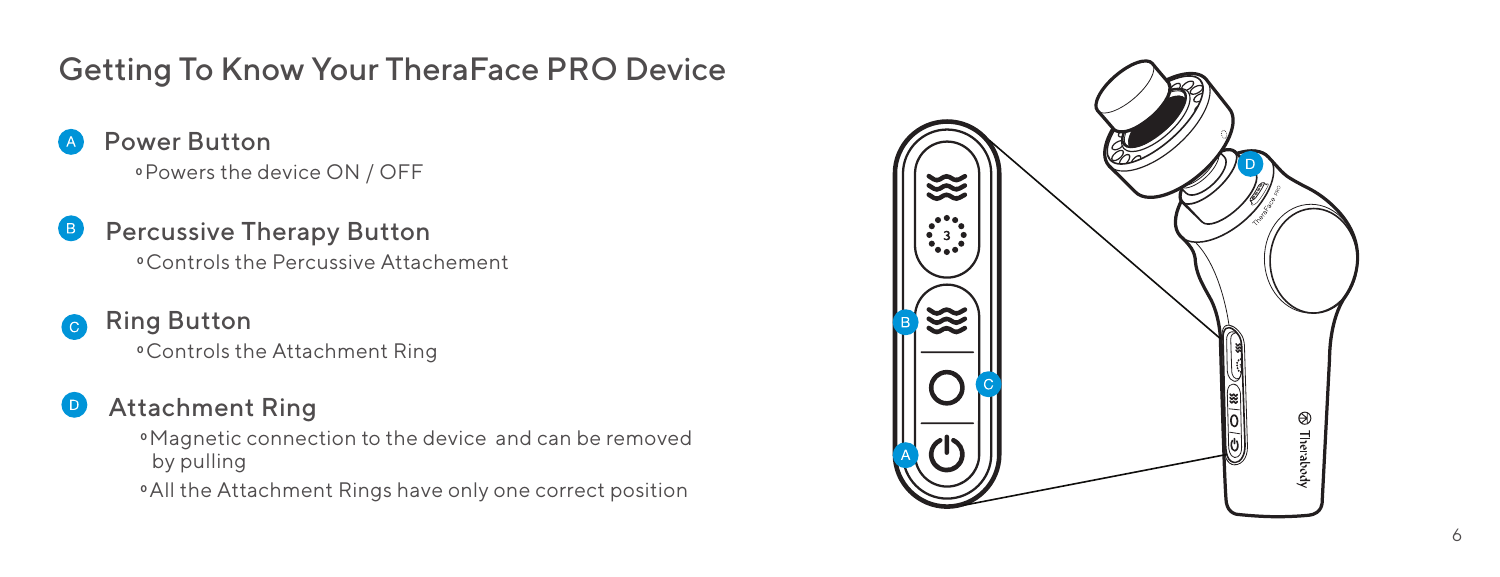## Getting To Know Your TheraFace PRO Device

**A** Power Button

- Powers the device ON / OFF

**B** Percussive Therapy Button

- Controls the Percussive Attachement

**C** Ring Button

- Controls the Attachment Ring

**D** Attachment Ring

- Magnetic connection to the device and can be removed by pulling
- All the Attachment Rings have only one correct position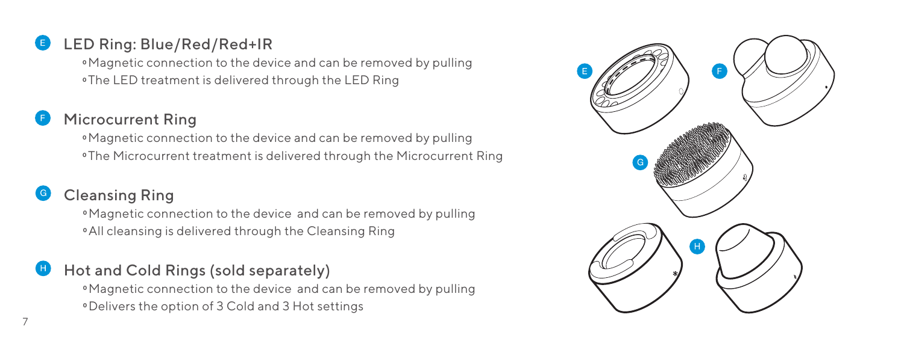## E LED Ring: Blue/Red/Red+IR

- Magnetic connection to the device and can be removed by pulling
- The LED treatment is delivered through the LED Ring

## F Microcurrent Ring

- Magnetic connection to the device and can be removed by pulling
- The Microcurrent treatment is delivered through the Microcurrent Ring

## G Cleansing Ring

- Magnetic connection to the device and can be removed by pulling
- All cleansing is delivered through the Cleansing Ring

## H Hot and Cold Rings (sold separately)

- Magnetic connection to the device and can be removed by pulling
- Delivers the option of 3 Cold and 3 Hot settings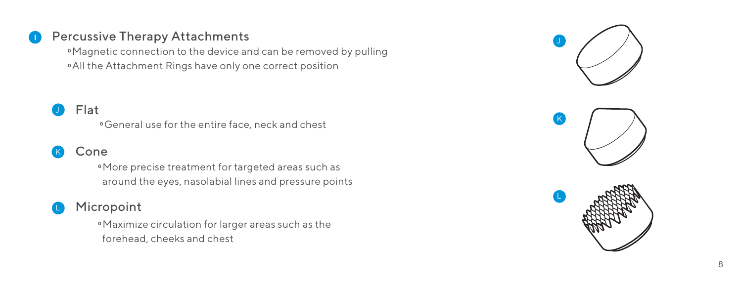## I Percussive Therapy Attachments

- Magnetic connection to the device and can be removed by pulling
- All the Attachment Rings have only one correct position

### J Flat

- General use for the entire face, neck and chest

### K Cone

- More precise treatment for targeted areas such as around the eyes, nasolabial lines and pressure points

### L Micropoint

- Maximize circulation for larger areas such as the forehead, cheeks and chest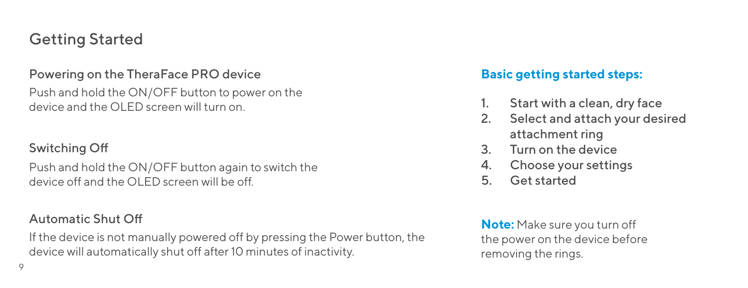## Getting Started

### Powering on the TheraFace PRO device

Push and hold the ON/OFF button to power on the device and the OLED screen will turn on.

### Switching Off

Push and hold the ON/OFF button again to switch the device off and the OLED screen will be off.

### Automatic Shut Off

If the device is not manually powered off by pressing the Power button, the device will automatically shut off after 10 minutes of inactivity.

**Basic getting started steps:**

1. Start with a clean, dry face
2. Select and attach your desired attachment ring
3. Turn on the device
4. Choose your settings
5. Get started

**Note:** Make sure you turn off the power on the device before removing the rings.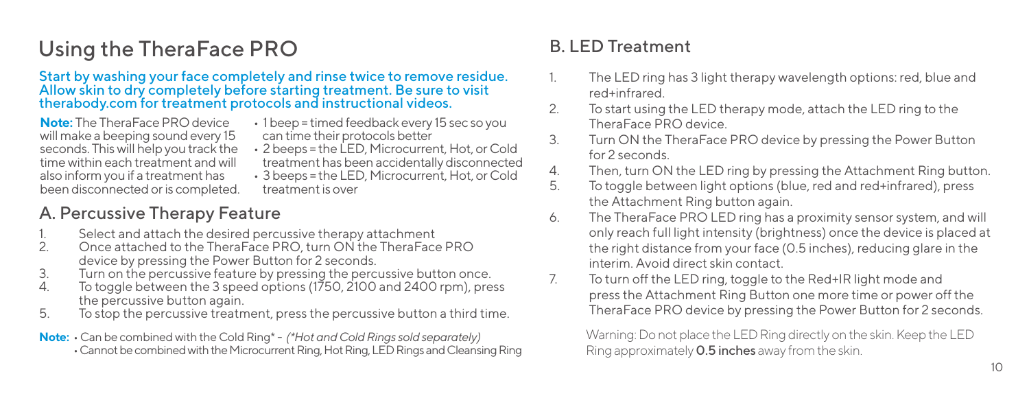# Using the TheraFace PRO

Start by washing your face completely and rinse twice to remove residue. Allow skin to dry completely before starting treatment. Be sure to visit therabody.com for treatment protocols and instructional videos.

**Note:** The TheraFace PRO device will make a beeping sound every 15 seconds. This will help you track the time within each treatment and will also inform you if a treatment has been disconnected or is completed.

- 1 beep = timed feedback every 15 sec so you can time their protocols better
- 2 beeps = the LED, Microcurrent, Hot, or Cold treatment has been accidentally disconnected
- 3 beeps = the LED, Microcurrent, Hot, or Cold treatment is over

## A. Percussive Therapy Feature

1. Select and attach the desired percussive therapy attachment
2. Once attached to the TheraFace PRO, turn ON the TheraFace PRO device by pressing the Power Button for 2 seconds.
3. Turn on the percussive feature by pressing the percussive button once.
4. To toggle between the 3 speed options (1750, 2100 and 2400 rpm), press the percussive button again.
5. To stop the percussive treatment, press the percussive button a third time.

**Note:**
- Can be combined with the Cold Ring* - *(\*Hot and Cold Rings sold separately)*
- Cannot be combined with the Microcurrent Ring, Hot Ring, LED Rings and Cleansing Ring

## B. LED Treatment

1. The LED ring has 3 light therapy wavelength options: red, blue and red+infrared.
2. To start using the LED therapy mode, attach the LED ring to the TheraFace PRO device.
3. Turn ON the TheraFace PRO device by pressing the Power Button for 2 seconds.
4. Then, turn ON the LED ring by pressing the Attachment Ring button.
5. To toggle between light options (blue, red and red+infrared), press the Attachment Ring button again.
6. The TheraFace PRO LED ring has a proximity sensor system, and will only reach full light intensity (brightness) once the device is placed at the right distance from your face (0.5 inches), reducing glare in the interim. Avoid direct skin contact.
7. To turn off the LED ring, toggle to the Red+IR light mode and press the Attachment Ring Button one more time or power off the TheraFace PRO device by pressing the Power Button for 2 seconds.

Warning: Do not place the LED Ring directly on the skin. Keep the LED Ring approximately **0.5 inches** away from the skin.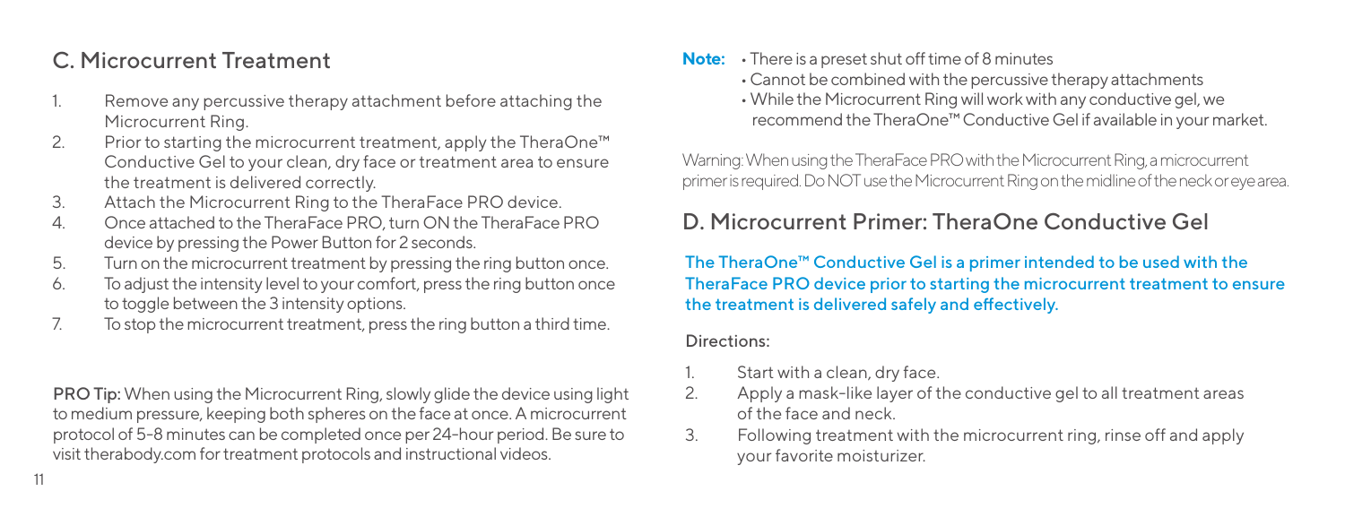## C. Microcurrent Treatment

1. Remove any percussive therapy attachment before attaching the Microcurrent Ring.
2. Prior to starting the microcurrent treatment, apply the TheraOne™ Conductive Gel to your clean, dry face or treatment area to ensure the treatment is delivered correctly.
3. Attach the Microcurrent Ring to the TheraFace PRO device.
4. Once attached to the TheraFace PRO, turn ON the TheraFace PRO device by pressing the Power Button for 2 seconds.
5. Turn on the microcurrent treatment by pressing the ring button once.
6. To adjust the intensity level to your comfort, press the ring button once to toggle between the 3 intensity options.
7. To stop the microcurrent treatment, press the ring button a third time.

**PRO Tip:** When using the Microcurrent Ring, slowly glide the device using light to medium pressure, keeping both spheres on the face at once. A microcurrent protocol of 5-8 minutes can be completed once per 24-hour period. Be sure to visit therabody.com for treatment protocols and instructional videos.

**Note:**
- There is a preset shut off time of 8 minutes
- Cannot be combined with the percussive therapy attachments
- While the Microcurrent Ring will work with any conductive gel, we recommend the TheraOne™ Conductive Gel if available in your market.

Warning: When using the TheraFace PRO with the Microcurrent Ring, a microcurrent primer is required. Do NOT use the Microcurrent Ring on the midline of the neck or eye area.

## D. Microcurrent Primer: TheraOne Conductive Gel

The TheraOne™ Conductive Gel is a primer intended to be used with the TheraFace PRO device prior to starting the microcurrent treatment to ensure the treatment is delivered safely and effectively.

Directions:

1. Start with a clean, dry face.
2. Apply a mask-like layer of the conductive gel to all treatment areas of the face and neck.
3. Following treatment with the microcurrent ring, rinse off and apply your favorite moisturizer.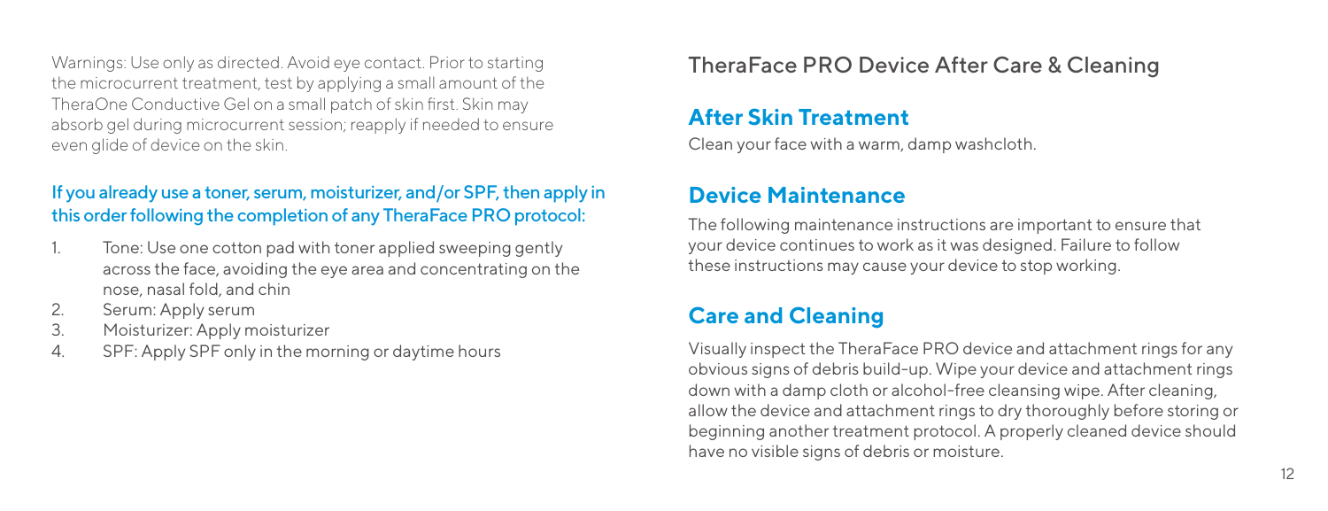Warnings: Use only as directed. Avoid eye contact. Prior to starting the microcurrent treatment, test by applying a small amount of the TheraOne Conductive Gel on a small patch of skin first. Skin may absorb gel during microcurrent session; reapply if needed to ensure even glide of device on the skin.

If you already use a toner, serum, moisturizer, and/or SPF, then apply in this order following the completion of any TheraFace PRO protocol:

1. Tone: Use one cotton pad with toner applied sweeping gently across the face, avoiding the eye area and concentrating on the nose, nasal fold, and chin
2. Serum: Apply serum
3. Moisturizer: Apply moisturizer
4. SPF: Apply SPF only in the morning or daytime hours

# TheraFace PRO Device After Care & Cleaning

## After Skin Treatment

Clean your face with a warm, damp washcloth.

## Device Maintenance

The following maintenance instructions are important to ensure that your device continues to work as it was designed. Failure to follow these instructions may cause your device to stop working.

## Care and Cleaning

Visually inspect the TheraFace PRO device and attachment rings for any obvious signs of debris build-up. Wipe your device and attachment rings down with a damp cloth or alcohol-free cleansing wipe. After cleaning, allow the device and attachment rings to dry thoroughly before storing or beginning another treatment protocol. A properly cleaned device should have no visible signs of debris or moisture.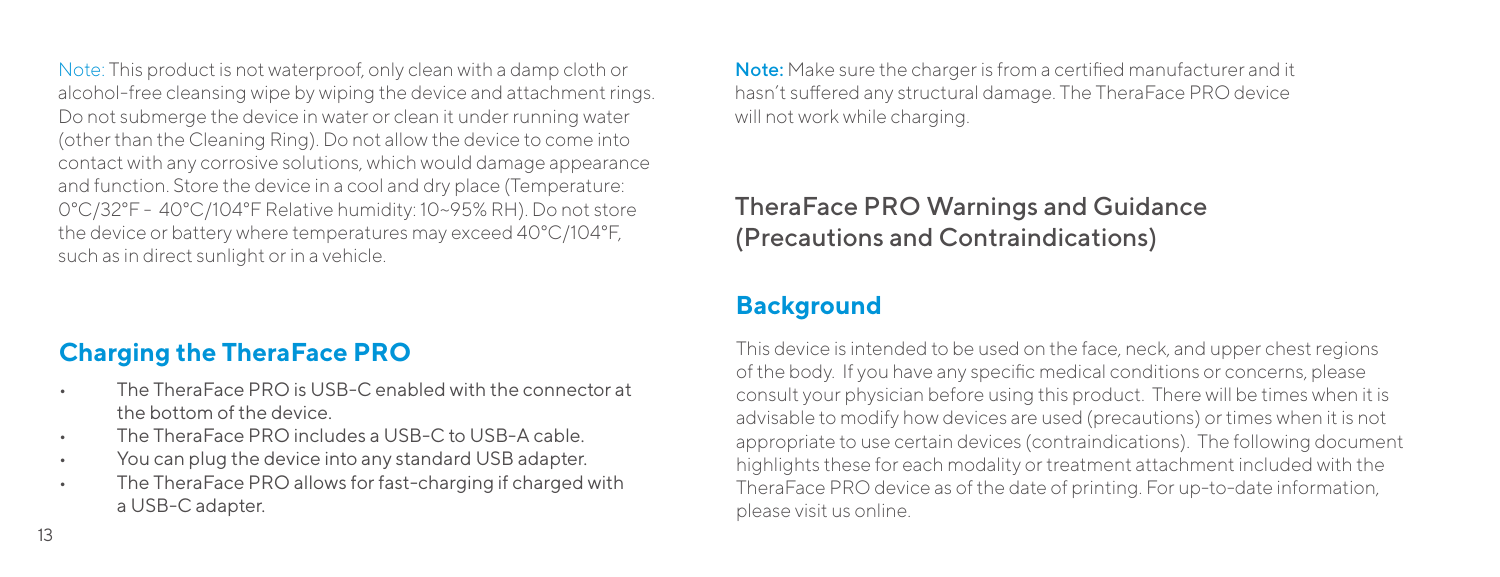Note: This product is not waterproof, only clean with a damp cloth or alcohol-free cleansing wipe by wiping the device and attachment rings. Do not submerge the device in water or clean it under running water (other than the Cleaning Ring). Do not allow the device to come into contact with any corrosive solutions, which would damage appearance and function. Store the device in a cool and dry place (Temperature: 0°C/32°F - 40°C/104°F Relative humidity: 10~95% RH). Do not store the device or battery where temperatures may exceed 40°C/104°F, such as in direct sunlight or in a vehicle.

## Charging the TheraFace PRO

- The TheraFace PRO is USB-C enabled with the connector at the bottom of the device.
- The TheraFace PRO includes a USB-C to USB-A cable.
- You can plug the device into any standard USB adapter.
- The TheraFace PRO allows for fast-charging if charged with a USB-C adapter.

**Note:** Make sure the charger is from a certified manufacturer and it hasn't suffered any structural damage. The TheraFace PRO device will not work while charging.

# TheraFace PRO Warnings and Guidance (Precautions and Contraindications)

## Background

This device is intended to be used on the face, neck, and upper chest regions of the body. If you have any specific medical conditions or concerns, please consult your physician before using this product. There will be times when it is advisable to modify how devices are used (precautions) or times when it is not appropriate to use certain devices (contraindications). The following document highlights these for each modality or treatment attachment included with the TheraFace PRO device as of the date of printing. For up-to-date information, please visit us online.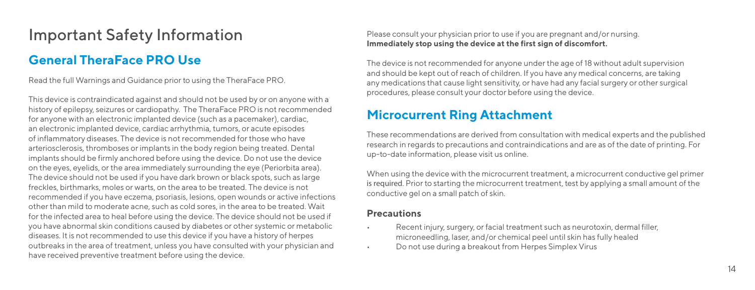# Important Safety Information

## General TheraFace PRO Use

Read the full Warnings and Guidance prior to using the TheraFace PRO.

This device is contraindicated against and should not be used by or on anyone with a history of epilepsy, seizures or cardiopathy. The TheraFace PRO is not recommended for anyone with an electronic implanted device (such as a pacemaker), cardiac, an electronic implanted device, cardiac arrhythmia, tumors, or acute episodes of inflammatory diseases. The device is not recommended for those who have arteriosclerosis, thromboses or implants in the body region being treated. Dental implants should be firmly anchored before using the device. Do not use the device on the eyes, eyelids, or the area immediately surrounding the eye (Periorbita area). The device should not be used if you have dark brown or black spots, such as large freckles, birthmarks, moles or warts, on the area to be treated. The device is not recommended if you have eczema, psoriasis, lesions, open wounds or active infections other than mild to moderate acne, such as cold sores, in the area to be treated. Wait for the infected area to heal before using the device. The device should not be used if you have abnormal skin conditions caused by diabetes or other systemic or metabolic diseases. It is not recommended to use this device if you have a history of herpes outbreaks in the area of treatment, unless you have consulted with your physician and have received preventive treatment before using the device.

Please consult your physician prior to use if you are pregnant and/or nursing. **Immediately stop using the device at the first sign of discomfort.**

The device is not recommended for anyone under the age of 18 without adult supervision and should be kept out of reach of children. If you have any medical concerns, are taking any medications that cause light sensitivity, or have had any facial surgery or other surgical procedures, please consult your doctor before using the device.

## Microcurrent Ring Attachment

These recommendations are derived from consultation with medical experts and the published research in regards to precautions and contraindications and are as of the date of printing. For up-to-date information, please visit us online.

When using the device with the microcurrent treatment, a microcurrent conductive gel primer is required. Prior to starting the microcurrent treatment, test by applying a small amount of the conductive gel on a small patch of skin.

### Precautions

- Recent injury, surgery, or facial treatment such as neurotoxin, dermal filler, microneedling, laser, and/or chemical peel until skin has fully healed
- Do not use during a breakout from Herpes Simplex Virus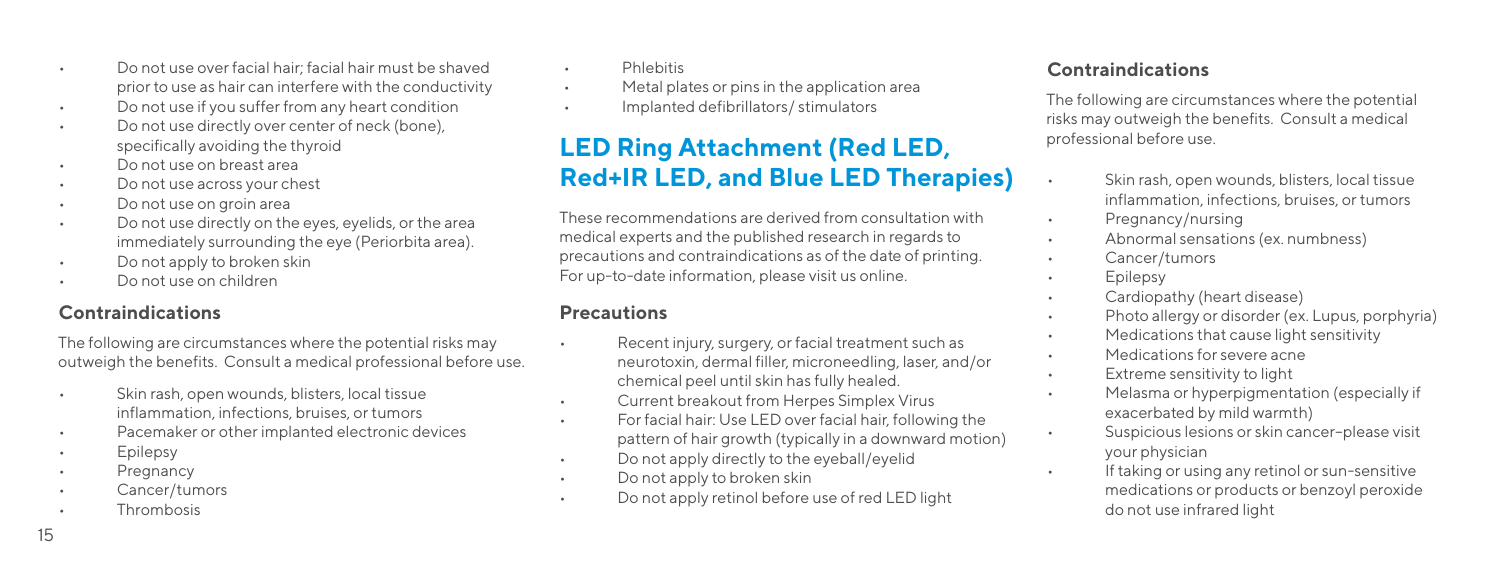- Do not use over facial hair; facial hair must be shaved prior to use as hair can interfere with the conductivity
- Do not use if you suffer from any heart condition
- Do not use directly over center of neck (bone), specifically avoiding the thyroid
- Do not use on breast area
- Do not use across your chest
- Do not use on groin area
- Do not use directly on the eyes, eyelids, or the area immediately surrounding the eye (Periorbita area).
- Do not apply to broken skin
- Do not use on children

### Contraindications

The following are circumstances where the potential risks may outweigh the benefits. Consult a medical professional before use.

- Skin rash, open wounds, blisters, local tissue inflammation, infections, bruises, or tumors
- Pacemaker or other implanted electronic devices
- Epilepsy
- Pregnancy
- Cancer/tumors
- Thrombosis
- Phlebitis
- Metal plates or pins in the application area
- Implanted defibrillators/ stimulators

## LED Ring Attachment (Red LED, Red+IR LED, and Blue LED Therapies)

These recommendations are derived from consultation with medical experts and the published research in regards to precautions and contraindications as of the date of printing. For up-to-date information, please visit us online.

### Precautions

- Recent injury, surgery, or facial treatment such as neurotoxin, dermal filler, microneedling, laser, and/or chemical peel until skin has fully healed.
- Current breakout from Herpes Simplex Virus
- For facial hair: Use LED over facial hair, following the pattern of hair growth (typically in a downward motion)
- Do not apply directly to the eyeball/eyelid
- Do not apply to broken skin
- Do not apply retinol before use of red LED light

### Contraindications

The following are circumstances where the potential risks may outweigh the benefits. Consult a medical professional before use.

- Skin rash, open wounds, blisters, local tissue inflammation, infections, bruises, or tumors
- Pregnancy/nursing
- Abnormal sensations (ex. numbness)
- Cancer/tumors
- Epilepsy
- Cardiopathy (heart disease)
- Photo allergy or disorder (ex. Lupus, porphyria)
- Medications that cause light sensitivity
- Medications for severe acne
- Extreme sensitivity to light
- Melasma or hyperpigmentation (especially if exacerbated by mild warmth)
- Suspicious lesions or skin cancer-please visit your physician
- If taking or using any retinol or sun-sensitive medications or products or benzoyl peroxide do not use infrared light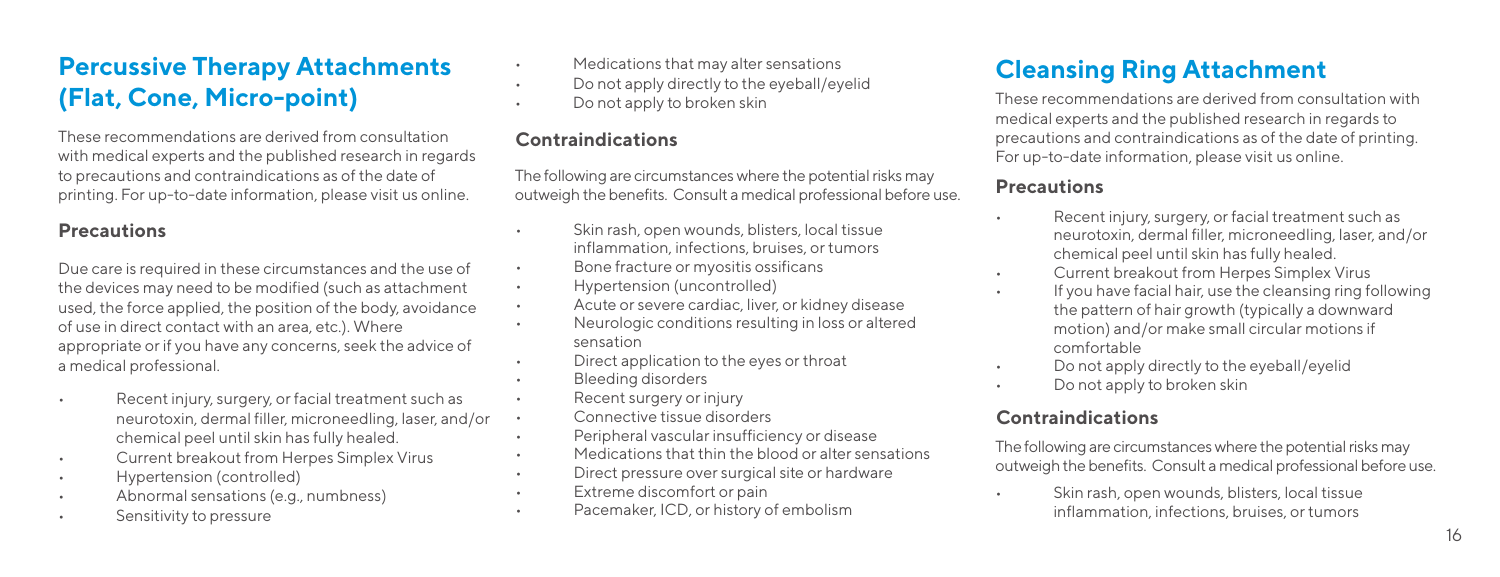## Percussive Therapy Attachments (Flat, Cone, Micro-point)

These recommendations are derived from consultation with medical experts and the published research in regards to precautions and contraindications as of the date of printing. For up-to-date information, please visit us online.

### Precautions

Due care is required in these circumstances and the use of the devices may need to be modified (such as attachment used, the force applied, the position of the body, avoidance of use in direct contact with an area, etc.). Where appropriate or if you have any concerns, seek the advice of a medical professional.

- Recent injury, surgery, or facial treatment such as neurotoxin, dermal filler, microneedling, laser, and/or chemical peel until skin has fully healed.
- Current breakout from Herpes Simplex Virus
- Hypertension (controlled)
- Abnormal sensations (e.g., numbness)
- Sensitivity to pressure
- Medications that may alter sensations
- Do not apply directly to the eyeball/eyelid
- Do not apply to broken skin

### Contraindications

The following are circumstances where the potential risks may outweigh the benefits. Consult a medical professional before use.

- Skin rash, open wounds, blisters, local tissue inflammation, infections, bruises, or tumors
- Bone fracture or myositis ossificans
- Hypertension (uncontrolled)
- Acute or severe cardiac, liver, or kidney disease
- Neurologic conditions resulting in loss or altered sensation
- Direct application to the eyes or throat
- Bleeding disorders
- Recent surgery or injury
- Connective tissue disorders
- Peripheral vascular insufficiency or disease
- Medications that thin the blood or alter sensations
- Direct pressure over surgical site or hardware
- Extreme discomfort or pain
- Pacemaker, ICD, or history of embolism

## Cleansing Ring Attachment

These recommendations are derived from consultation with medical experts and the published research in regards to precautions and contraindications as of the date of printing. For up-to-date information, please visit us online.

### Precautions

- Recent injury, surgery, or facial treatment such as neurotoxin, dermal filler, microneedling, laser, and/or chemical peel until skin has fully healed.
- Current breakout from Herpes Simplex Virus
- If you have facial hair, use the cleansing ring following the pattern of hair growth (typically a downward motion) and/or make small circular motions if comfortable
- Do not apply directly to the eyeball/eyelid
- Do not apply to broken skin

### Contraindications

The following are circumstances where the potential risks may outweigh the benefits. Consult a medical professional before use.

- Skin rash, open wounds, blisters, local tissue inflammation, infections, bruises, or tumors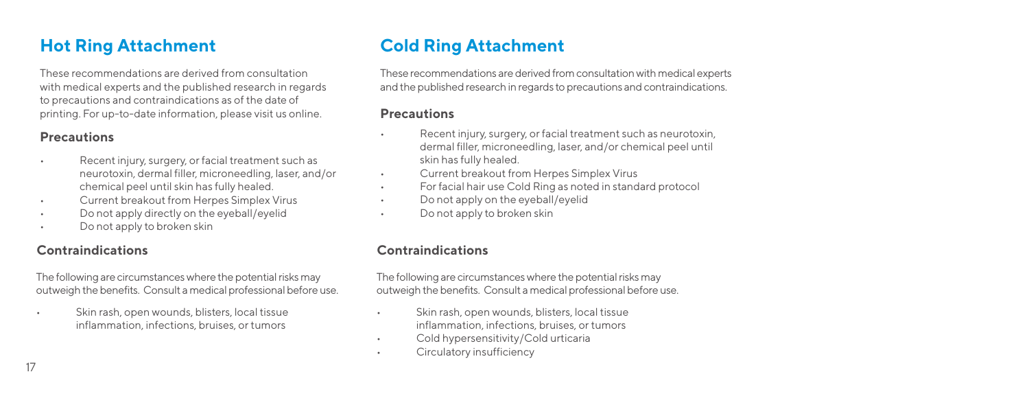## Hot Ring Attachment

These recommendations are derived from consultation with medical experts and the published research in regards to precautions and contraindications as of the date of printing. For up-to-date information, please visit us online.

### Precautions

- Recent injury, surgery, or facial treatment such as neurotoxin, dermal filler, microneedling, laser, and/or chemical peel until skin has fully healed.
- Current breakout from Herpes Simplex Virus
- Do not apply directly on the eyeball/eyelid
- Do not apply to broken skin

### Contraindications

The following are circumstances where the potential risks may outweigh the benefits. Consult a medical professional before use.

- Skin rash, open wounds, blisters, local tissue inflammation, infections, bruises, or tumors

## Cold Ring Attachment

These recommendations are derived from consultation with medical experts and the published research in regards to precautions and contraindications.

### Precautions

- Recent injury, surgery, or facial treatment such as neurotoxin, dermal filler, microneedling, laser, and/or chemical peel until skin has fully healed.
- Current breakout from Herpes Simplex Virus
- For facial hair use Cold Ring as noted in standard protocol
- Do not apply on the eyeball/eyelid
- Do not apply to broken skin

### Contraindications

The following are circumstances where the potential risks may outweigh the benefits. Consult a medical professional before use.

- Skin rash, open wounds, blisters, local tissue inflammation, infections, bruises, or tumors
- Cold hypersensitivity/Cold urticaria
- Circulatory insufficiency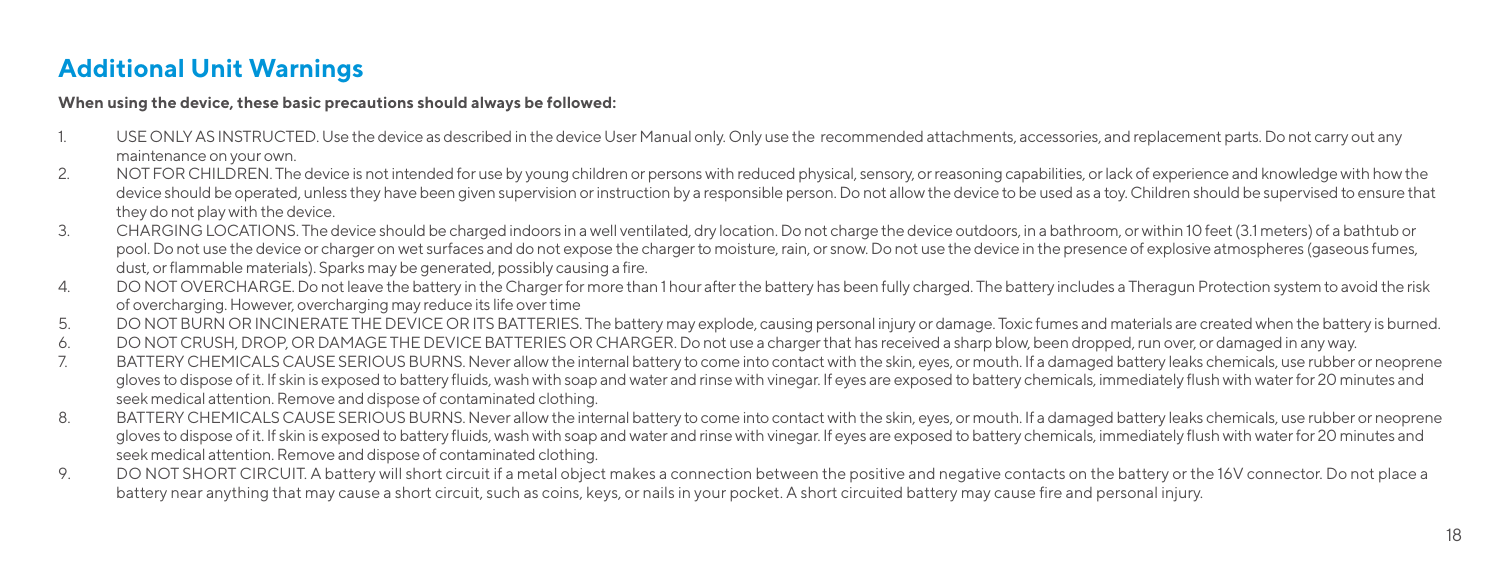## Additional Unit Warnings

**When using the device, these basic precautions should always be followed:**

1. USE ONLY AS INSTRUCTED. Use the device as described in the device User Manual only. Only use the recommended attachments, accessories, and replacement parts. Do not carry out any maintenance on your own.
2. NOT FOR CHILDREN. The device is not intended for use by young children or persons with reduced physical, sensory, or reasoning capabilities, or lack of experience and knowledge with how the device should be operated, unless they have been given supervision or instruction by a responsible person. Do not allow the device to be used as a toy. Children should be supervised to ensure that they do not play with the device.
3. CHARGING LOCATIONS. The device should be charged indoors in a well ventilated, dry location. Do not charge the device outdoors, in a bathroom, or within 10 feet (3.1 meters) of a bathtub or pool. Do not use the device or charger on wet surfaces and do not expose the charger to moisture, rain, or snow. Do not use the device in the presence of explosive atmospheres (gaseous fumes, dust, or flammable materials). Sparks may be generated, possibly causing a fire.
4. DO NOT OVERCHARGE. Do not leave the battery in the Charger for more than 1 hour after the battery has been fully charged. The battery includes a Theragun Protection system to avoid the risk of overcharging. However, overcharging may reduce its life over time
5. DO NOT BURN OR INCINERATE THE DEVICE OR ITS BATTERIES. The battery may explode, causing personal injury or damage. Toxic fumes and materials are created when the battery is burned.
6. DO NOT CRUSH, DROP, OR DAMAGE THE DEVICE BATTERIES OR CHARGER. Do not use a charger that has received a sharp blow, been dropped, run over, or damaged in any way.
7. BATTERY CHEMICALS CAUSE SERIOUS BURNS. Never allow the internal battery to come into contact with the skin, eyes, or mouth. If a damaged battery leaks chemicals, use rubber or neoprene gloves to dispose of it. If skin is exposed to battery fluids, wash with soap and water and rinse with vinegar. If eyes are exposed to battery chemicals, immediately flush with water for 20 minutes and seek medical attention. Remove and dispose of contaminated clothing.
8. BATTERY CHEMICALS CAUSE SERIOUS BURNS. Never allow the internal battery to come into contact with the skin, eyes, or mouth. If a damaged battery leaks chemicals, use rubber or neoprene gloves to dispose of it. If skin is exposed to battery fluids, wash with soap and water and rinse with vinegar. If eyes are exposed to battery chemicals, immediately flush with water for 20 minutes and seek medical attention. Remove and dispose of contaminated clothing.
9. DO NOT SHORT CIRCUIT. A battery will short circuit if a metal object makes a connection between the positive and negative contacts on the battery or the 16V connector. Do not place a battery near anything that may cause a short circuit, such as coins, keys, or nails in your pocket. A short circuited battery may cause fire and personal injury.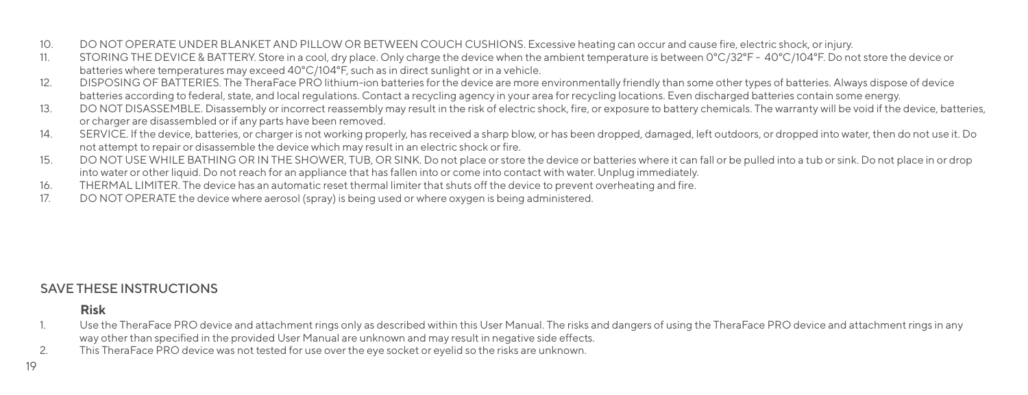10. DO NOT OPERATE UNDER BLANKET AND PILLOW OR BETWEEN COUCH CUSHIONS. Excessive heating can occur and cause fire, electric shock, or injury.
11. STORING THE DEVICE & BATTERY. Store in a cool, dry place. Only charge the device when the ambient temperature is between 0°C/32°F - 40°C/104°F. Do not store the device or batteries where temperatures may exceed 40°C/104°F, such as in direct sunlight or in a vehicle.
12. DISPOSING OF BATTERIES. The TheraFace PRO lithium-ion batteries for the device are more environmentally friendly than some other types of batteries. Always dispose of device batteries according to federal, state, and local regulations. Contact a recycling agency in your area for recycling locations. Even discharged batteries contain some energy.
13. DO NOT DISASSEMBLE. Disassembly or incorrect reassembly may result in the risk of electric shock, fire, or exposure to battery chemicals. The warranty will be void if the device, batteries, or charger are disassembled or if any parts have been removed.
14. SERVICE. If the device, batteries, or charger is not working properly, has received a sharp blow, or has been dropped, damaged, left outdoors, or dropped into water, then do not use it. Do not attempt to repair or disassemble the device which may result in an electric shock or fire.
15. DO NOT USE WHILE BATHING OR IN THE SHOWER, TUB, OR SINK. Do not place or store the device or batteries where it can fall or be pulled into a tub or sink. Do not place in or drop into water or other liquid. Do not reach for an appliance that has fallen into or come into contact with water. Unplug immediately.
16. THERMAL LIMITER. The device has an automatic reset thermal limiter that shuts off the device to prevent overheating and fire.
17. DO NOT OPERATE the device where aerosol (spray) is being used or where oxygen is being administered.

## SAVE THESE INSTRUCTIONS

### Risk

1. Use the TheraFace PRO device and attachment rings only as described within this User Manual. The risks and dangers of using the TheraFace PRO device and attachment rings in any way other than specified in the provided User Manual are unknown and may result in negative side effects.
2. This TheraFace PRO device was not tested for use over the eye socket or eyelid so the risks are unknown.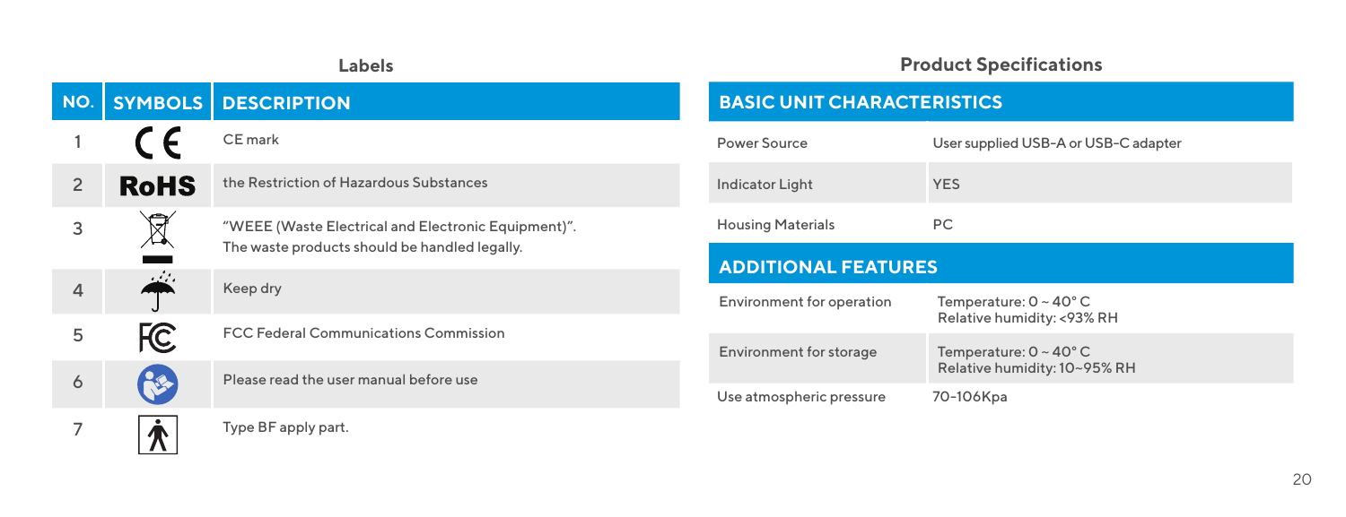## Labels

| NO. | SYMBOLS | DESCRIPTION |
| --- | --- | --- |
| 1 | CE | CE mark |
| 2 | RoHS | the Restriction of Hazardous Substances |
| 3 | | "WEEE (Waste Electrical and Electronic Equipment)". The waste products should be handled legally. |
| 4 | | Keep dry |
| 5 | FC | FCC Federal Communications Commission |
| 6 | | Please read the user manual before use |
| 7 | | Type BF apply part. |

## Product Specifications

| BASIC UNIT CHARACTERISTICS | |
| --- | --- |
| Power Source | User supplied USB-A or USB-C adapter |
| Indicator Light | YES |
| Housing Materials | PC |

| ADDITIONAL FEATURES | |
| --- | --- |
| Environment for operation | Temperature: 0 ~ 40° C<br>Relative humidity: <93% RH |
| Environment for storage | Temperature: 0 ~ 40° C<br>Relative humidity: 10~95% RH |
| Use atmospheric pressure | 70-106Kpa |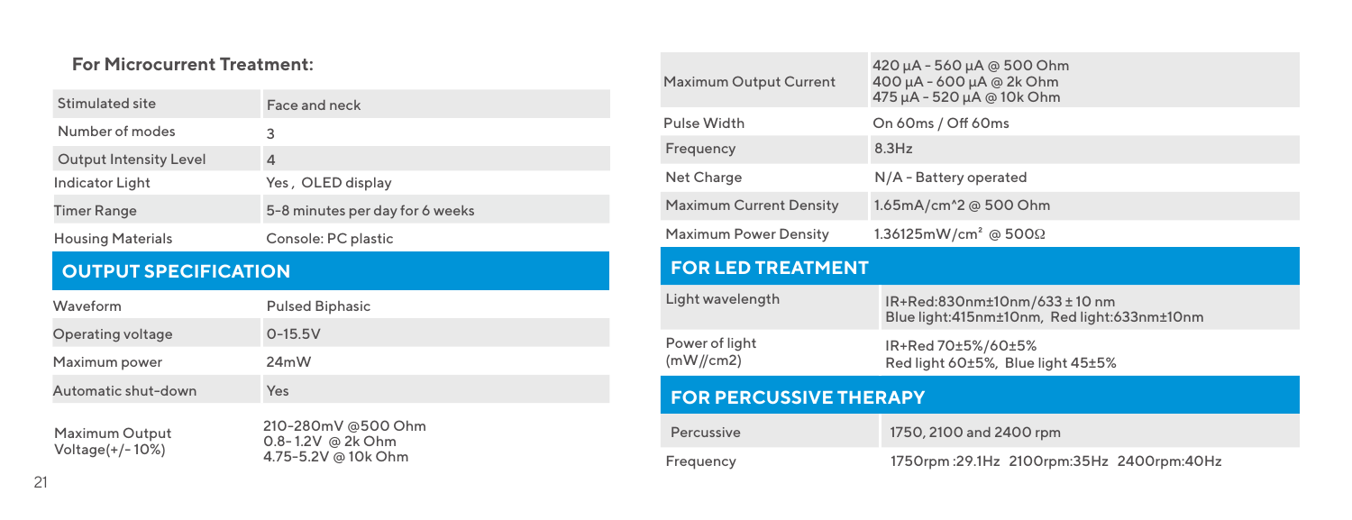**For Microcurrent Treatment:**

| | |
|---|---|
| Stimulated site | Face and neck |
| Number of modes | 3 |
| Output Intensity Level | 4 |
| Indicator Light | Yes , OLED display |
| Timer Range | 5-8 minutes per day for 6 weeks |
| Housing Materials | Console: PC plastic |

## OUTPUT SPECIFICATION

| | |
|---|---|
| Waveform | Pulsed Biphasic |
| Operating voltage | 0-15.5V |
| Maximum power | 24mW |
| Automatic shut-down | Yes |
| Maximum Output Voltage(+/- 10%) | 210-280mV @500 Ohm<br>0.8- 1.2V @ 2k Ohm<br>4.75-5.2V @ 10k Ohm |
| Maximum Output Current | 420 μA - 560 μA @ 500 Ohm<br>400 μA - 600 μA @ 2k Ohm<br>475 μA - 520 μA @ 10k Ohm |
| Pulse Width | On 60ms / Off 60ms |
| Frequency | 8.3Hz |
| Net Charge | N/A - Battery operated |
| Maximum Current Density | 1.65mA/cm^2 @ 500 Ohm |
| Maximum Power Density | 1.36125mW/cm² @ 500Ω |

## FOR LED TREATMENT

| | |
|---|---|
| Light wavelength | IR+Red:830nm±10nm/633 ± 10 nm<br>Blue light:415nm±10nm, Red light:633nm±10nm |
| Power of light (mW//cm2) | IR+Red 70±5%/60±5%<br>Red light 60±5%, Blue light 45±5% |

## FOR PERCUSSIVE THERAPY

| | |
|---|---|
| Percussive | 1750, 2100 and 2400 rpm |
| Frequency | 1750rpm :29.1Hz 2100rpm:35Hz 2400rpm:40Hz |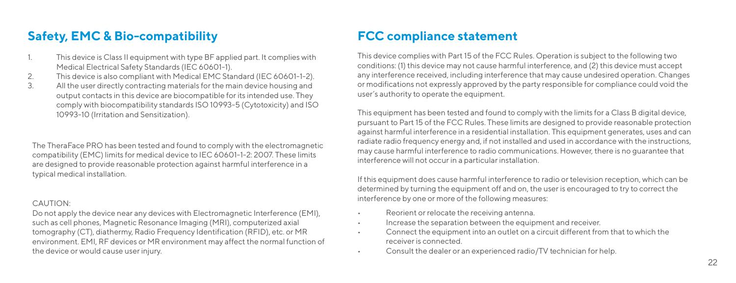## Safety, EMC & Bio-compatibility

1. This device is Class II equipment with type BF applied part. It complies with Medical Electrical Safety Standards (IEC 60601-1).
2. This device is also compliant with Medical EMC Standard (IEC 60601-1-2).
3. All the user directly contracting materials for the main device housing and output contacts in this device are biocompatible for its intended use. They comply with biocompatibility standards ISO 10993-5 (Cytotoxicity) and ISO 10993-10 (Irritation and Sensitization).

The TheraFace PRO has been tested and found to comply with the electromagnetic compatibility (EMC) limits for medical device to IEC 60601-1-2: 2007. These limits are designed to provide reasonable protection against harmful interference in a typical medical installation.

CAUTION:

Do not apply the device near any devices with Electromagnetic Interference (EMI), such as cell phones, Magnetic Resonance Imaging (MRI), computerized axial tomography (CT), diathermy, Radio Frequency Identification (RFID), etc. or MR environment. EMI, RF devices or MR environment may affect the normal function of the device or would cause user injury.

## FCC compliance statement

This device complies with Part 15 of the FCC Rules. Operation is subject to the following two conditions: (1) this device may not cause harmful interference, and (2) this device must accept any interference received, including interference that may cause undesired operation. Changes or modifications not expressly approved by the party responsible for compliance could void the user's authority to operate the equipment.

This equipment has been tested and found to comply with the limits for a Class B digital device, pursuant to Part 15 of the FCC Rules. These limits are designed to provide reasonable protection against harmful interference in a residential installation. This equipment generates, uses and can radiate radio frequency energy and, if not installed and used in accordance with the instructions, may cause harmful interference to radio communications. However, there is no guarantee that interference will not occur in a particular installation.

If this equipment does cause harmful interference to radio or television reception, which can be determined by turning the equipment off and on, the user is encouraged to try to correct the interference by one or more of the following measures:

- Reorient or relocate the receiving antenna.
- Increase the separation between the equipment and receiver.
- Connect the equipment into an outlet on a circuit different from that to which the receiver is connected.
- Consult the dealer or an experienced radio/TV technician for help.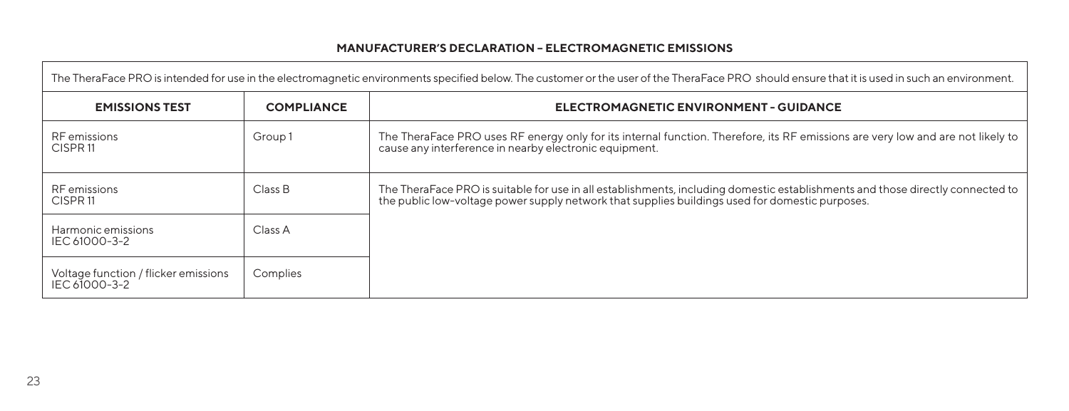## MANUFACTURER'S DECLARATION – ELECTROMAGNETIC EMISSIONS

| The TheraFace PRO is intended for use in the electromagnetic environments specified below. The customer or the user of the TheraFace PRO should ensure that it is used in such an environment. | | |
|---|---|---|
| **EMISSIONS TEST** | **COMPLIANCE** | **ELECTROMAGNETIC ENVIRONMENT - GUIDANCE** |
| RF emissions CISPR 11 | Group 1 | The TheraFace PRO uses RF energy only for its internal function. Therefore, its RF emissions are very low and are not likely to cause any interference in nearby electronic equipment. |
| RF emissions CISPR 11 | Class B | The TheraFace PRO is suitable for use in all establishments, including domestic establishments and those directly connected to the public low-voltage power supply network that supplies buildings used for domestic purposes. |
| Harmonic emissions IEC 61000-3-2 | Class A | |
| Voltage function / flicker emissions IEC 61000-3-2 | Complies | |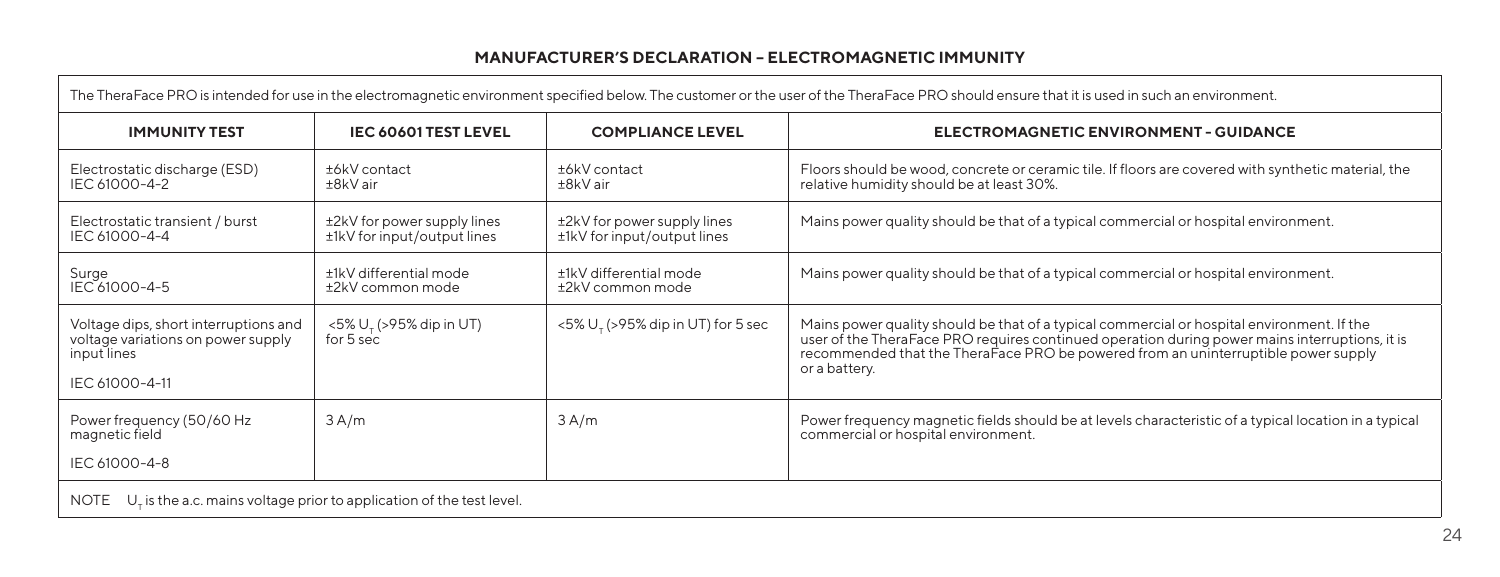## MANUFACTURER'S DECLARATION – ELECTROMAGNETIC IMMUNITY

The TheraFace PRO is intended for use in the electromagnetic environment specified below. The customer or the user of the TheraFace PRO should ensure that it is used in such an environment.

| IMMUNITY TEST | IEC 60601 TEST LEVEL | COMPLIANCE LEVEL | ELECTROMAGNETIC ENVIRONMENT - GUIDANCE |
|---|---|---|---|
| Electrostatic discharge (ESD) IEC 61000-4-2 | ±6kV contact ±8kV air | ±6kV contact ±8kV air | Floors should be wood, concrete or ceramic tile. If floors are covered with synthetic material, the relative humidity should be at least 30%. |
| Electrostatic transient / burst IEC 61000-4-4 | ±2kV for power supply lines ±1kV for input/output lines | ±2kV for power supply lines ±1kV for input/output lines | Mains power quality should be that of a typical commercial or hospital environment. |
| Surge IEC 61000-4-5 | ±1kV differential mode ±2kV common mode | ±1kV differential mode ±2kV common mode | Mains power quality should be that of a typical commercial or hospital environment. |
| Voltage dips, short interruptions and voltage variations on power supply input lines IEC 61000-4-11 | <5% $U_T$ (>95% dip in UT) for 5 sec | <5% $U_T$ (>95% dip in UT) for 5 sec | Mains power quality should be that of a typical commercial or hospital environment. If the user of the TheraFace PRO requires continued operation during power mains interruptions, it is recommended that the TheraFace PRO be powered from an uninterruptible power supply or a battery. |
| Power frequency (50/60 Hz magnetic field IEC 61000-4-8 | 3 A/m | 3 A/m | Power frequency magnetic fields should be at levels characteristic of a typical location in a typical commercial or hospital environment. |

NOTE $U_T$ is the a.c. mains voltage prior to application of the test level.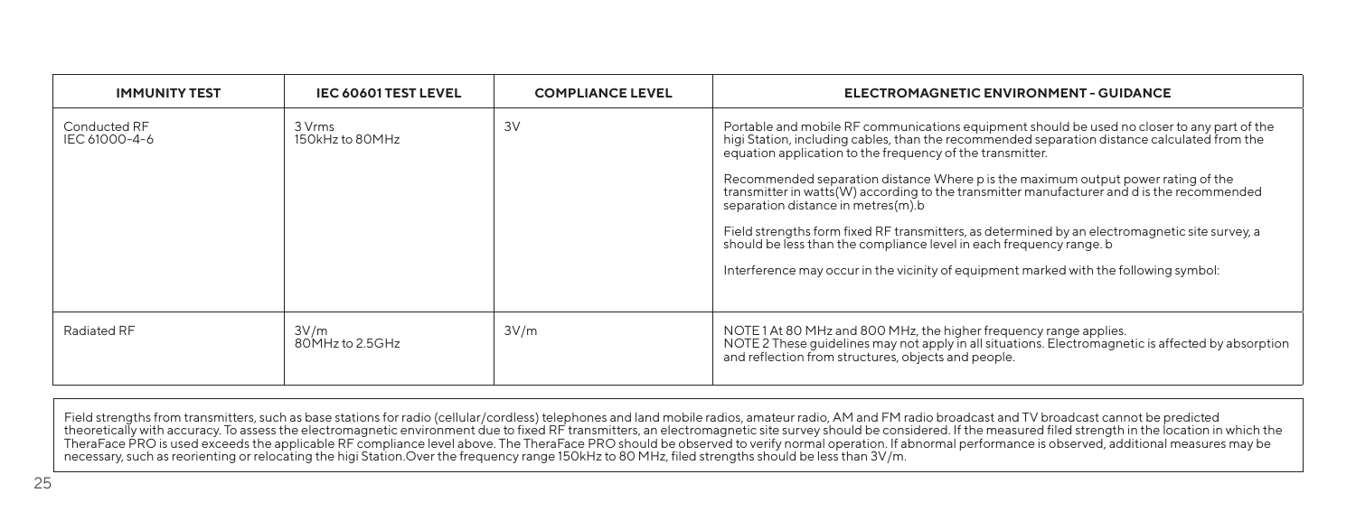| IMMUNITY TEST | IEC 60601 TEST LEVEL | COMPLIANCE LEVEL | ELECTROMAGNETIC ENVIRONMENT - GUIDANCE |
|---|---|---|---|
| Conducted RF<br>IEC 61000-4-6 | 3 Vrms<br>150kHz to 80MHz | 3V | Portable and mobile RF communications equipment should be used no closer to any part of the higi Station, including cables, than the recommended separation distance calculated from the equation application to the frequency of the transmitter.<br><br>Recommended separation distance Where p is the maximum output power rating of the transmitter in watts(W) according to the transmitter manufacturer and d is the recommended separation distance in metres(m).b<br><br>Field strengths form fixed RF transmitters, as determined by an electromagnetic site survey, a should be less than the compliance level in each frequency range. b<br><br>Interference may occur in the vicinity of equipment marked with the following symbol: |
| Radiated RF | 3V/m<br>80MHz to 2.5GHz | 3V/m | NOTE 1 At 80 MHz and 800 MHz, the higher frequency range applies.<br>NOTE 2 These guidelines may not apply in all situations. Electromagnetic is affected by absorption and reflection from structures, objects and people. |

Field strengths from transmitters, such as base stations for radio (cellular/cordless) telephones and land mobile radios, amateur radio, AM and FM radio broadcast and TV broadcast cannot be predicted theoretically with accuracy. To assess the electromagnetic environment due to fixed RF transmitters, an electromagnetic site survey should be considered. If the measured filed strength in the location in which the TheraFace PRO is used exceeds the applicable RF compliance level above. The TheraFace PRO should be observed to verify normal operation. If abnormal performance is observed, additional measures may be necessary, such as reorienting or relocating the higi Station.Over the frequency range 150kHz to 80 MHz, filed strengths should be less than 3V/m.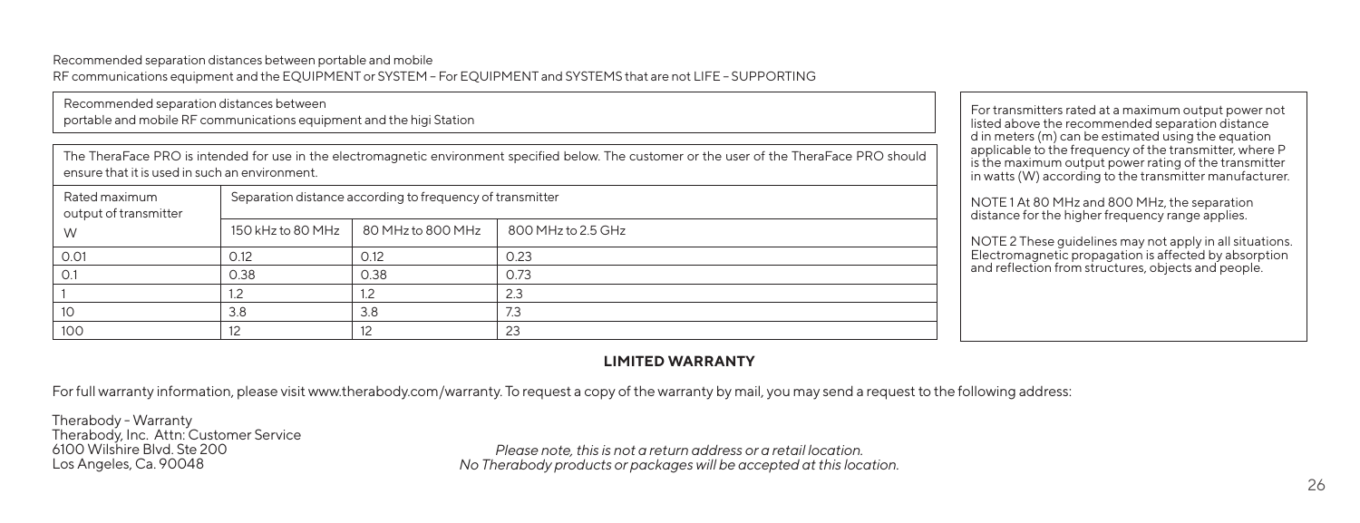Recommended separation distances between portable and mobile
RF communications equipment and the EQUIPMENT or SYSTEM – For EQUIPMENT and SYSTEMS that are not LIFE – SUPPORTING

| Recommended separation distances between portable and mobile RF communications equipment and the higi Station | | | |
|---|---|---|---|
| The TheraFace PRO is intended for use in the electromagnetic environment specified below. The customer or the user of the TheraFace PRO should ensure that it is used in such an environment. | | | |
| Rated maximum output of transmitter | Separation distance according to frequency of transmitter | | |
| W | 150 kHz to 80 MHz | 80 MHz to 800 MHz | 800 MHz to 2.5 GHz |
| 0.01 | 0.12 | 0.12 | 0.23 |
| 0.1 | 0.38 | 0.38 | 0.73 |
| 1 | 1.2 | 1.2 | 2.3 |
| 10 | 3.8 | 3.8 | 7.3 |
| 100 | 12 | 12 | 23 |

For transmitters rated at a maximum output power not listed above the recommended separation distance d in meters (m) can be estimated using the equation applicable to the frequency of the transmitter, where P is the maximum output power rating of the transmitter in watts (W) according to the transmitter manufacturer.

NOTE 1 At 80 MHz and 800 MHz, the separation distance for the higher frequency range applies.

NOTE 2 These guidelines may not apply in all situations. Electromagnetic propagation is affected by absorption and reflection from structures, objects and people.

## LIMITED WARRANTY

For full warranty information, please visit www.therabody.com/warranty. To request a copy of the warranty by mail, you may send a request to the following address:

Therabody - Warranty
Therabody, Inc. Attn: Customer Service
6100 Wilshire Blvd. Ste 200
Los Angeles, Ca. 90048

*Please note, this is not a return address or a retail location.*
*No Therabody products or packages will be accepted at this location.*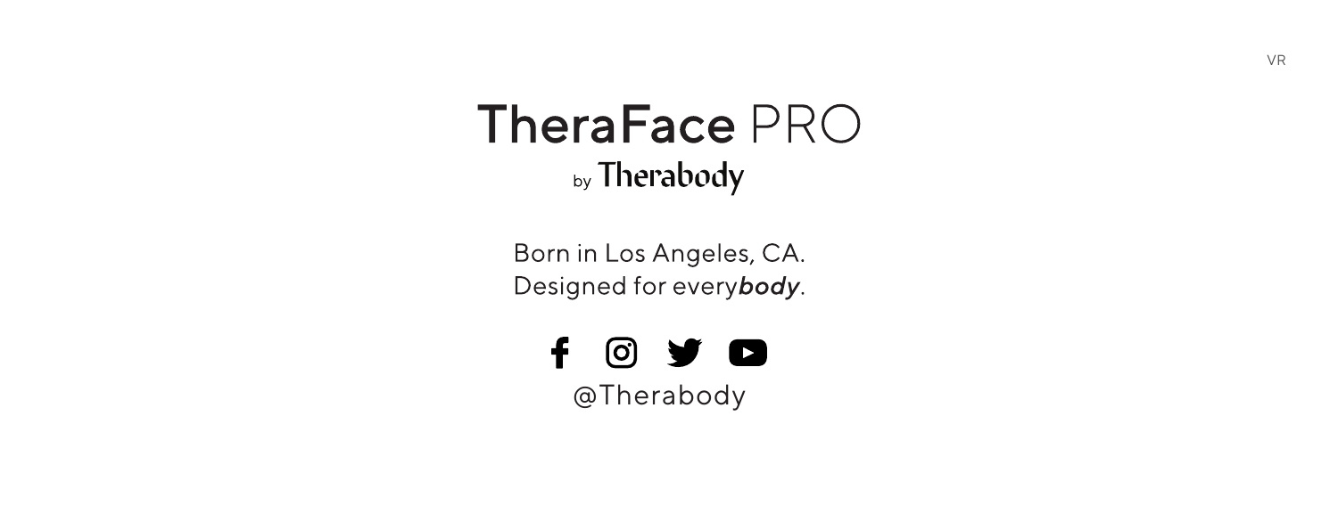# TheraFace PRO

by Therabody

Born in Los Angeles, CA.
Designed for every***body***.

@Therabody